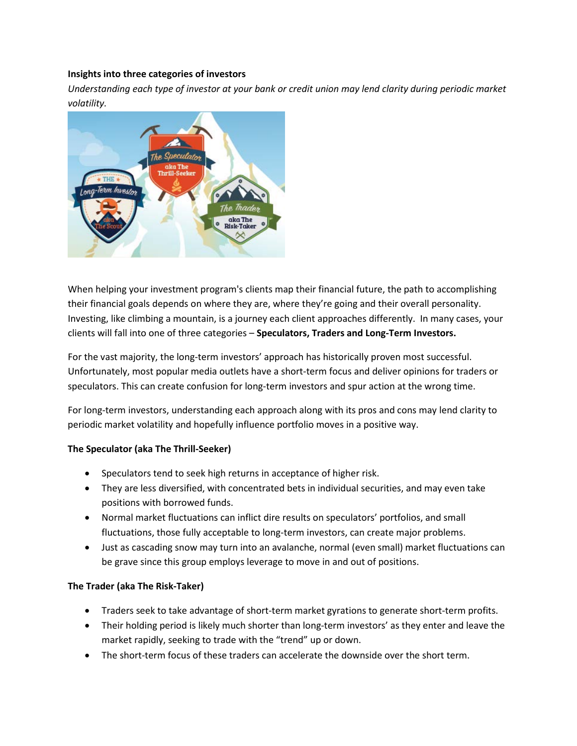**Insights into three categories of investors**

*Understanding each type of investor at your bank or credit union may lend clarity during periodic market volatility.*

When helping your investment program's clients map their financial future, the path to accomplishing their financial goals depends on where they are, where they're going and their overall personality. Investing, like climbing a mountain, is a journey each client approaches differently. In many cases, your clients will fall into one of three categories – **Speculators, Traders and Long-Term Investors.**

For the vast majority, the long-term investors' approach has historically proven most successful. Unfortunately, most popular media outlets have a short-term focus and deliver opinions for traders or speculators. This can create confusion for long-term investors and spur action at the wrong time.

For long-term investors, understanding each approach along with its pros and cons may lend clarity to periodic market volatility and hopefully influence portfolio moves in a positive way.

**The Speculator (aka The Thrill-Seeker)**

- Speculators tend to seek high returns in acceptance of higher risk.
- They are less diversified, with concentrated bets in individual securities, and may even take positions with borrowed funds.
- Normal market fluctuations can inflict dire results on speculators' portfolios, and small fluctuations, those fully acceptable to long-term investors, can create major problems.
- Just as cascading snow may turn into an avalanche, normal (even small) market fluctuations can be grave since this group employs leverage to move in and out of positions.

**The Trader (aka The Risk-Taker)**

- Traders seek to take advantage of short-term market gyrations to generate short-term profits.
- Their holding period is likely much shorter than long-term investors' as they enter and leave the market rapidly, seeking to trade with the "trend" up or down.
- The short-term focus of these traders can accelerate the downside over the short term.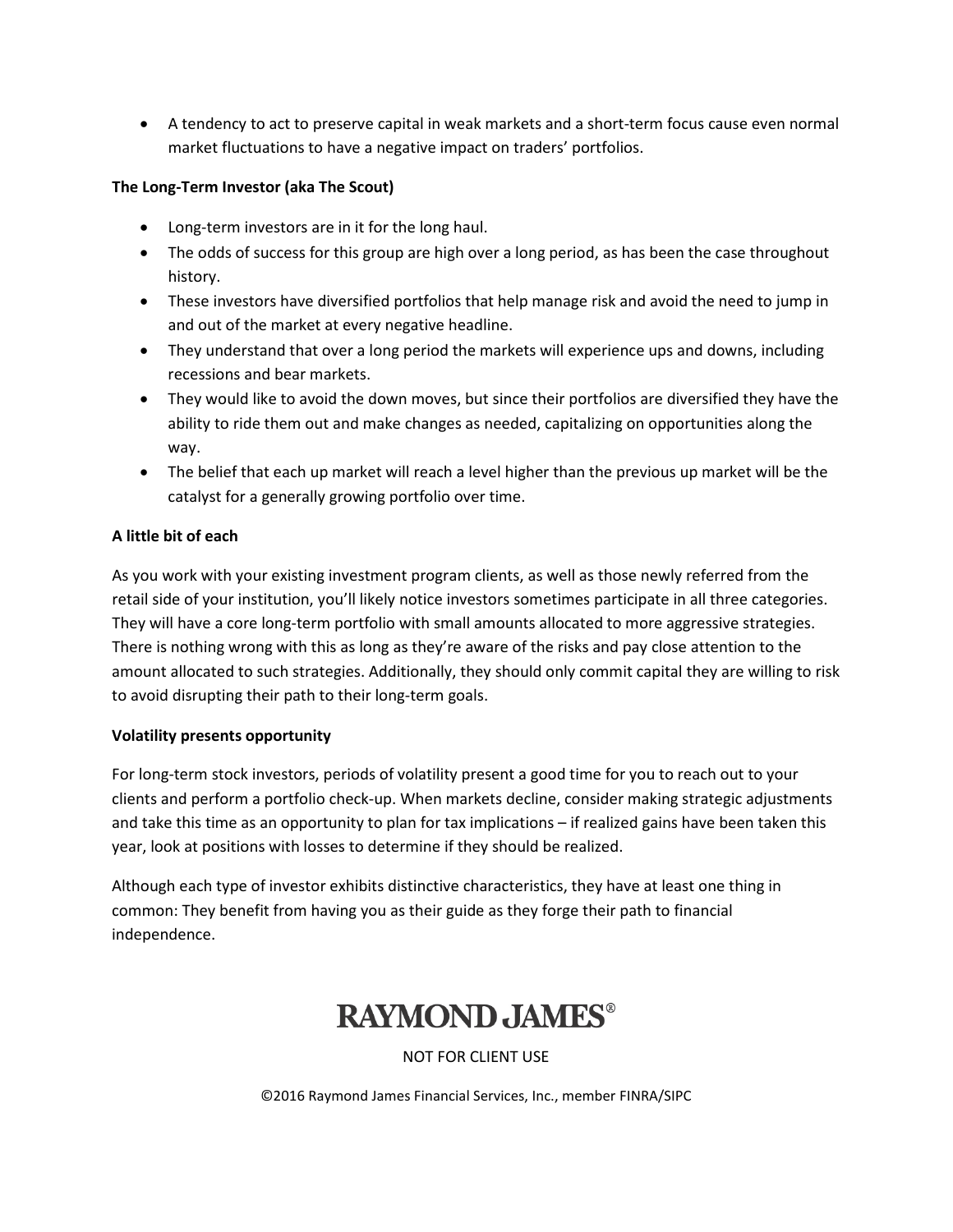- A tendency to act to preserve capital in weak markets and a short-term focus cause even normal market fluctuations to have a negative impact on traders' portfolios.

**The Long-Term Investor (aka The Scout)**

- Long-term investors are in it for the long haul.
- The odds of success for this group are high over a long period, as has been the case throughout history.
- These investors have diversified portfolios that help manage risk and avoid the need to jump in and out of the market at every negative headline.
- They understand that over a long period the markets will experience ups and downs, including recessions and bear markets.
- They would like to avoid the down moves, but since their portfolios are diversified they have the ability to ride them out and make changes as needed, capitalizing on opportunities along the way.
- The belief that each up market will reach a level higher than the previous up market will be the catalyst for a generally growing portfolio over time.

**A little bit of each**

As you work with your existing investment program clients, as well as those newly referred from the retail side of your institution, you'll likely notice investors sometimes participate in all three categories. They will have a core long-term portfolio with small amounts allocated to more aggressive strategies. There is nothing wrong with this as long as they're aware of the risks and pay close attention to the amount allocated to such strategies. Additionally, they should only commit capital they are willing to risk to avoid disrupting their path to their long-term goals.

**Volatility presents opportunity**

For long-term stock investors, periods of volatility present a good time for you to reach out to your clients and perform a portfolio check-up. When markets decline, consider making strategic adjustments and take this time as an opportunity to plan for tax implications – if realized gains have been taken this year, look at positions with losses to determine if they should be realized.

Although each type of investor exhibits distinctive characteristics, they have at least one thing in common: They benefit from having you as their guide as they forge their path to financial independence.

RAYMOND JAMES®

NOT FOR CLIENT USE

©2016 Raymond James Financial Services, Inc., member FINRA/SIPC